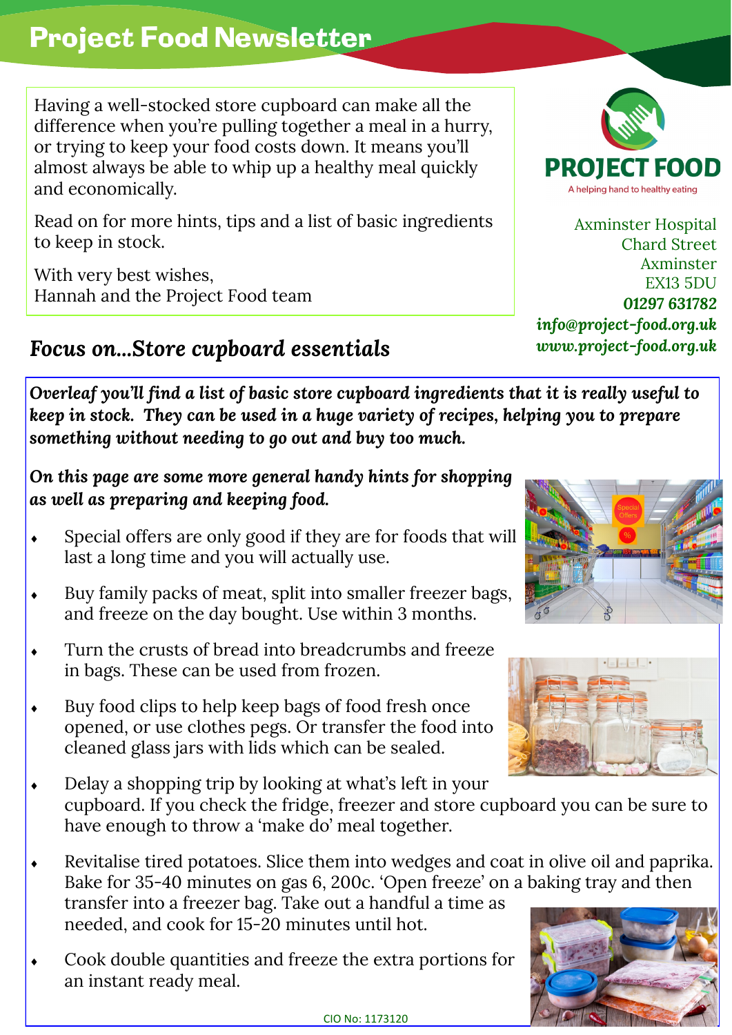# Project Food Newsletter

Having a well-stocked store cupboard can make all the difference when you're pulling together a meal in a hurry, or trying to keep your food costs down. It means you'll almost always be able to whip up a healthy meal quickly and economically.

Read on for more hints, tips and a list of basic ingredients to keep in stock.

With very best wishes,
Hannah and the Project Food team

PROJECT FOOD
A helping hand to healthy eating

Axminster Hospital
Chard Street
Axminster
EX13 5DU
**01297 631782**
***info@project-food.org.uk***
***www.project-food.org.uk***

## *Focus on...Store cupboard essentials*

***Overleaf you'll find a list of basic store cupboard ingredients that it is really useful to keep in stock. They can be used in a huge variety of recipes, helping you to prepare something without needing to go out and buy too much.***

***On this page are some more general handy hints for shopping as well as preparing and keeping food.***

- Special offers are only good if they are for foods that will last a long time and you will actually use.
- Buy family packs of meat, split into smaller freezer bags, and freeze on the day bought. Use within 3 months.
- Turn the crusts of bread into breadcrumbs and freeze in bags. These can be used from frozen.
- Buy food clips to help keep bags of food fresh once opened, or use clothes pegs. Or transfer the food into cleaned glass jars with lids which can be sealed.
- Delay a shopping trip by looking at what's left in your cupboard. If you check the fridge, freezer and store cupboard you can be sure to have enough to throw a 'make do' meal together.
- Revitalise tired potatoes. Slice them into wedges and coat in olive oil and paprika. Bake for 35-40 minutes on gas 6, 200c. 'Open freeze' on a baking tray and then transfer into a freezer bag. Take out a handful a time as needed, and cook for 15-20 minutes until hot.
- Cook double quantities and freeze the extra portions for an instant ready meal.

CIO No: 1173120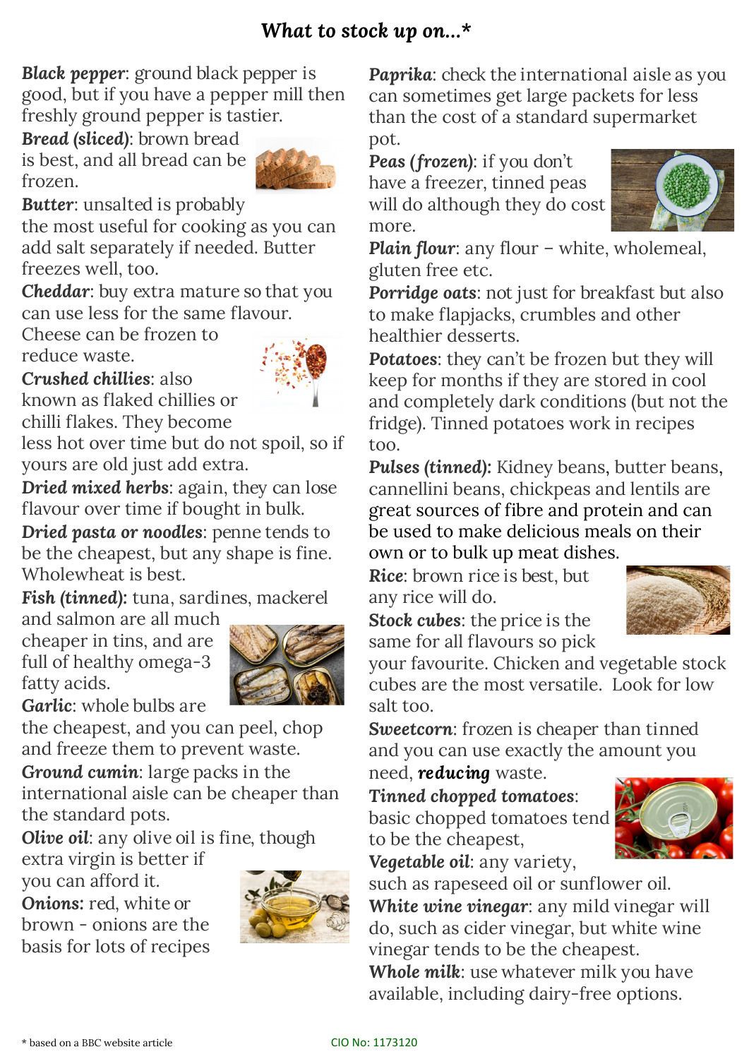## *What to stock up on...**

***Black pepper***: ground black pepper is good, but if you have a pepper mill then freshly ground pepper is tastier.

***Bread (sliced)***: brown bread is best, and all bread can be frozen.

***Butter***: unsalted is probably the most useful for cooking as you can add salt separately if needed. Butter freezes well, too.

***Cheddar***: buy extra mature so that you can use less for the same flavour. Cheese can be frozen to reduce waste.

***Crushed chillies***: also known as flaked chillies or chilli flakes. They become less hot over time but do not spoil, so if yours are old just add extra.

***Dried mixed herbs***: again, they can lose flavour over time if bought in bulk.

***Dried pasta or noodles***: penne tends to be the cheapest, but any shape is fine. Wholewheat is best.

***Fish (tinned):*** tuna, sardines, mackerel and salmon are all much cheaper in tins, and are full of healthy omega-3 fatty acids.

***Garlic***: whole bulbs are the cheapest, and you can peel, chop and freeze them to prevent waste.

***Ground cumin***: large packs in the international aisle can be cheaper than the standard pots.

***Olive oil***: any olive oil is fine, though extra virgin is better if you can afford it.

***Onions:*** red, white or brown - onions are the basis for lots of recipes

***Paprika***: check the international aisle as you can sometimes get large packets for less than the cost of a standard supermarket pot.

***Peas (frozen)***: if you don't have a freezer, tinned peas will do although they do cost more.

***Plain flour***: any flour – white, wholemeal, gluten free etc.

***Porridge oats***: not just for breakfast but also to make flapjacks, crumbles and other healthier desserts.

***Potatoes***: they can't be frozen but they will keep for months if they are stored in cool and completely dark conditions (but not the fridge). Tinned potatoes work in recipes too.

***Pulses (tinned):*** Kidney beans, butter beans, cannellini beans, chickpeas and lentils are great sources of fibre and protein and can be used to make delicious meals on their own or to bulk up meat dishes.

***Rice***: brown rice is best, but any rice will do.

***Stock cubes***: the price is the same for all flavours so pick your favourite. Chicken and vegetable stock cubes are the most versatile. Look for low salt too.

***Sweetcorn***: frozen is cheaper than tinned and you can use exactly the amount you need, ***reducing*** waste.

***Tinned chopped tomatoes***: basic chopped tomatoes tend to be the cheapest,

***Vegetable oil***: any variety, such as rapeseed oil or sunflower oil.

***White wine vinegar***: any mild vinegar will do, such as cider vinegar, but white wine vinegar tends to be the cheapest.

***Whole milk***: use whatever milk you have available, including dairy-free options.

\* based on a BBC website article

CIO No: 1173120